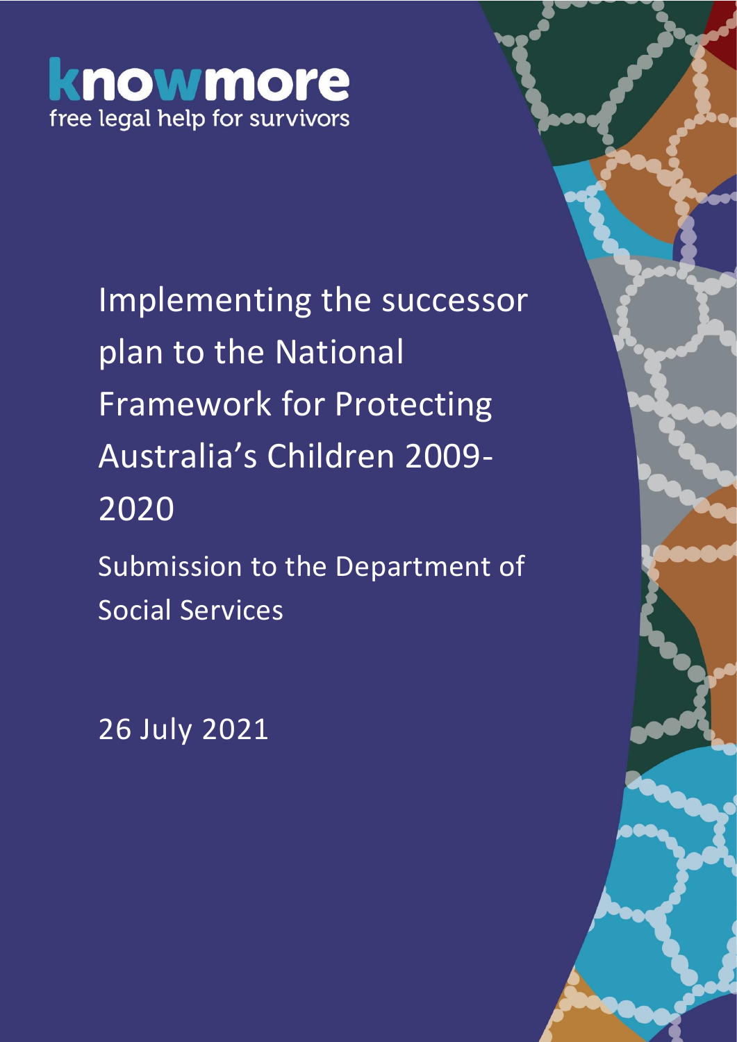knowmore

free legal help for survivors

# Implementing the successor plan to the National Framework for Protecting Australia's Children 2009-2020

## Submission to the Department of Social Services

26 July 2021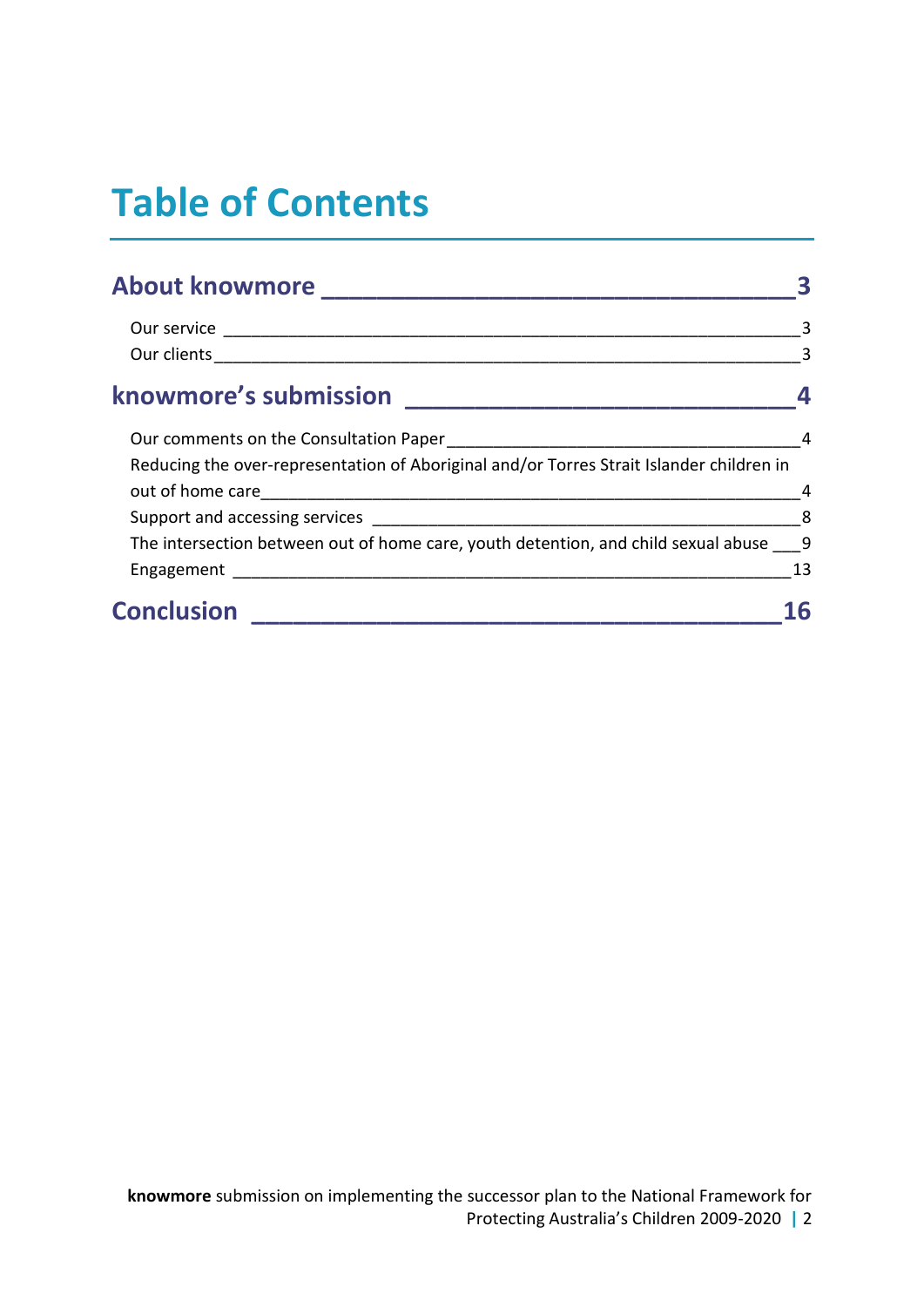# Table of Contents

**About knowmore** — 3

- Our service — 3
- Our clients — 3

**knowmore's submission** — 4

- Our comments on the Consultation Paper — 4
- Reducing the over-representation of Aboriginal and/or Torres Strait Islander children in out of home care — 4
- Support and accessing services — 8
- The intersection between out of home care, youth detention, and child sexual abuse — 9
- Engagement — 13

**Conclusion** — 16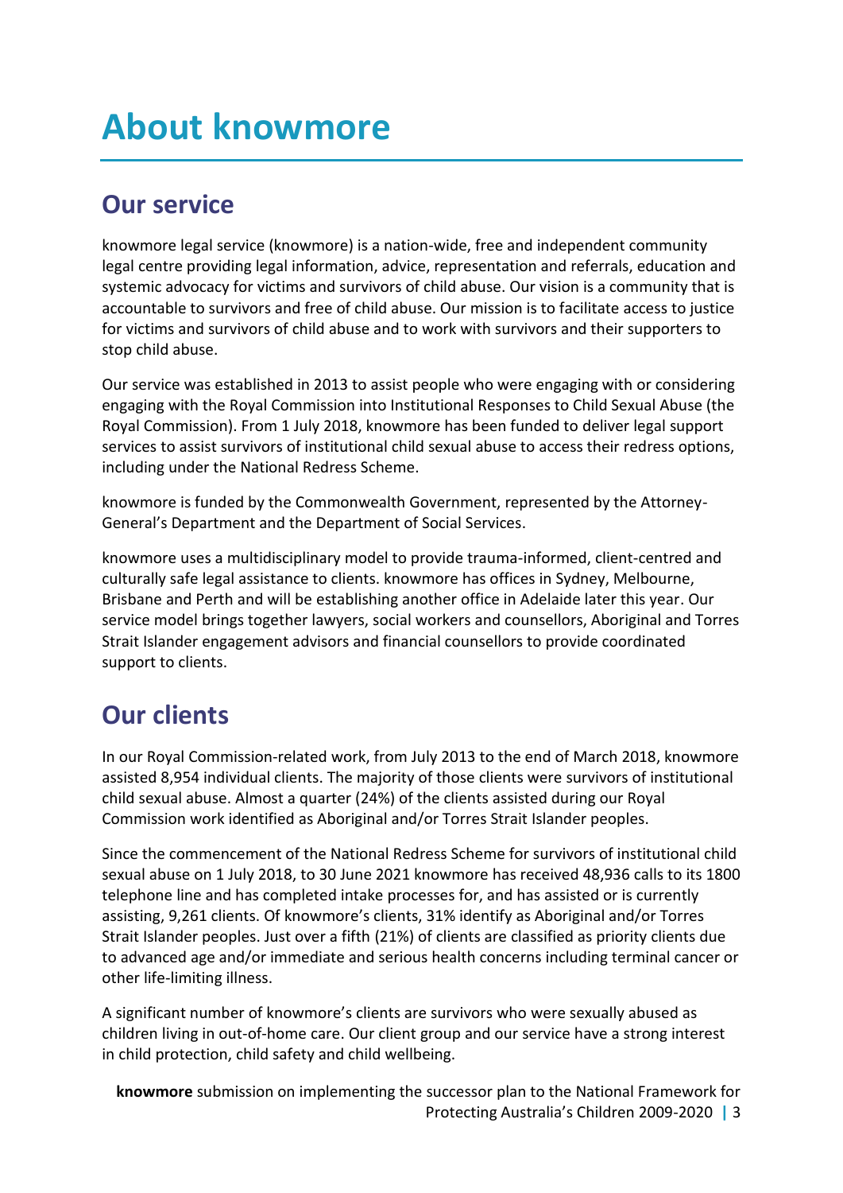# About knowmore

## Our service

knowmore legal service (knowmore) is a nation-wide, free and independent community legal centre providing legal information, advice, representation and referrals, education and systemic advocacy for victims and survivors of child abuse. Our vision is a community that is accountable to survivors and free of child abuse. Our mission is to facilitate access to justice for victims and survivors of child abuse and to work with survivors and their supporters to stop child abuse.

Our service was established in 2013 to assist people who were engaging with or considering engaging with the Royal Commission into Institutional Responses to Child Sexual Abuse (the Royal Commission). From 1 July 2018, knowmore has been funded to deliver legal support services to assist survivors of institutional child sexual abuse to access their redress options, including under the National Redress Scheme.

knowmore is funded by the Commonwealth Government, represented by the Attorney-General's Department and the Department of Social Services.

knowmore uses a multidisciplinary model to provide trauma-informed, client-centred and culturally safe legal assistance to clients. knowmore has offices in Sydney, Melbourne, Brisbane and Perth and will be establishing another office in Adelaide later this year. Our service model brings together lawyers, social workers and counsellors, Aboriginal and Torres Strait Islander engagement advisors and financial counsellors to provide coordinated support to clients.

## Our clients

In our Royal Commission-related work, from July 2013 to the end of March 2018, knowmore assisted 8,954 individual clients. The majority of those clients were survivors of institutional child sexual abuse. Almost a quarter (24%) of the clients assisted during our Royal Commission work identified as Aboriginal and/or Torres Strait Islander peoples.

Since the commencement of the National Redress Scheme for survivors of institutional child sexual abuse on 1 July 2018, to 30 June 2021 knowmore has received 48,936 calls to its 1800 telephone line and has completed intake processes for, and has assisted or is currently assisting, 9,261 clients. Of knowmore's clients, 31% identify as Aboriginal and/or Torres Strait Islander peoples. Just over a fifth (21%) of clients are classified as priority clients due to advanced age and/or immediate and serious health concerns including terminal cancer or other life-limiting illness.

A significant number of knowmore's clients are survivors who were sexually abused as children living in out-of-home care. Our client group and our service have a strong interest in child protection, child safety and child wellbeing.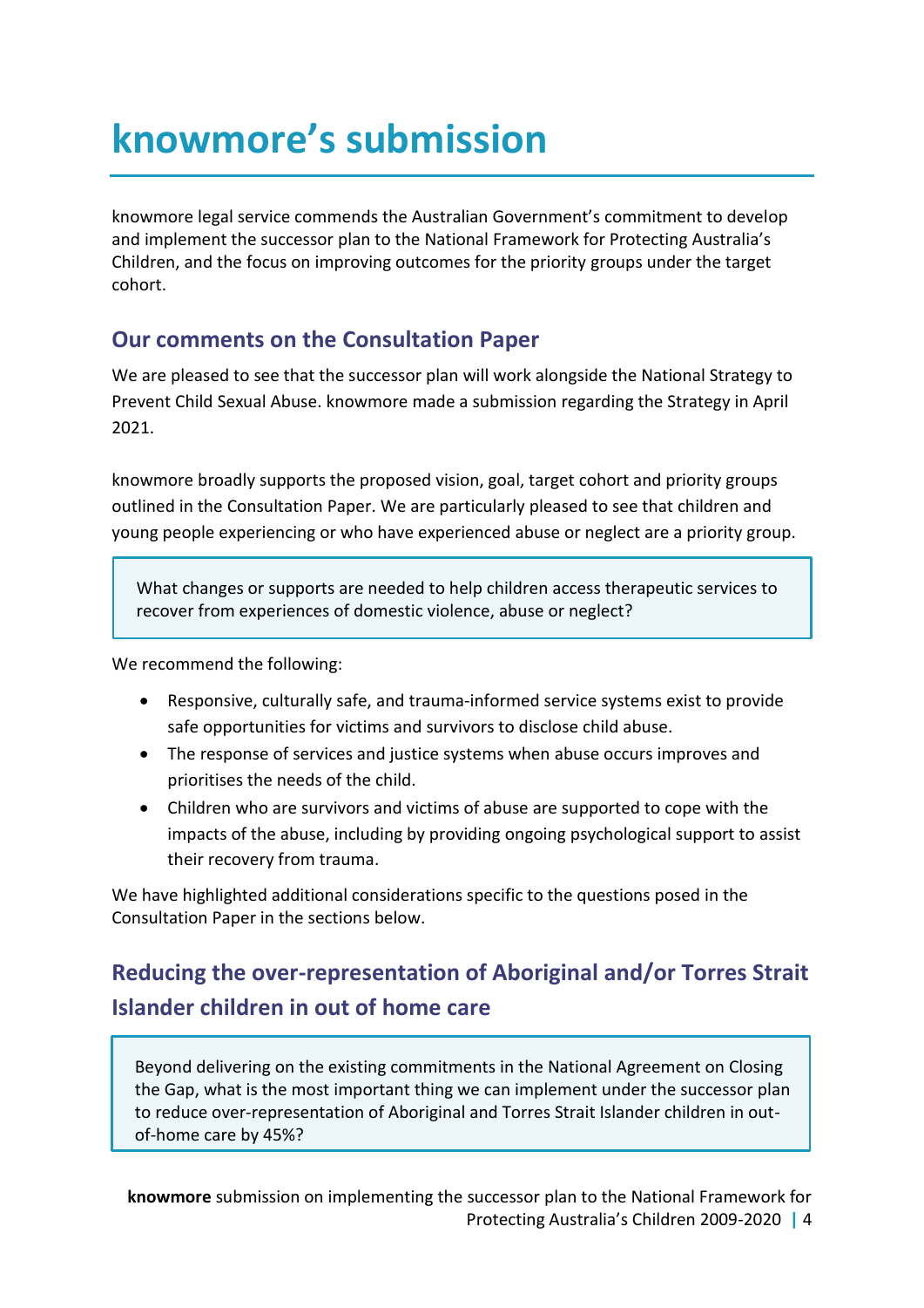# knowmore's submission

knowmore legal service commends the Australian Government's commitment to develop and implement the successor plan to the National Framework for Protecting Australia's Children, and the focus on improving outcomes for the priority groups under the target cohort.

## Our comments on the Consultation Paper

We are pleased to see that the successor plan will work alongside the National Strategy to Prevent Child Sexual Abuse. knowmore made a submission regarding the Strategy in April 2021.

knowmore broadly supports the proposed vision, goal, target cohort and priority groups outlined in the Consultation Paper. We are particularly pleased to see that children and young people experiencing or who have experienced abuse or neglect are a priority group.

> What changes or supports are needed to help children access therapeutic services to recover from experiences of domestic violence, abuse or neglect?

We recommend the following:

- Responsive, culturally safe, and trauma-informed service systems exist to provide safe opportunities for victims and survivors to disclose child abuse.
- The response of services and justice systems when abuse occurs improves and prioritises the needs of the child.
- Children who are survivors and victims of abuse are supported to cope with the impacts of the abuse, including by providing ongoing psychological support to assist their recovery from trauma.

We have highlighted additional considerations specific to the questions posed in the Consultation Paper in the sections below.

## Reducing the over-representation of Aboriginal and/or Torres Strait Islander children in out of home care

> Beyond delivering on the existing commitments in the National Agreement on Closing the Gap, what is the most important thing we can implement under the successor plan to reduce over-representation of Aboriginal and Torres Strait Islander children in out-of-home care by 45%?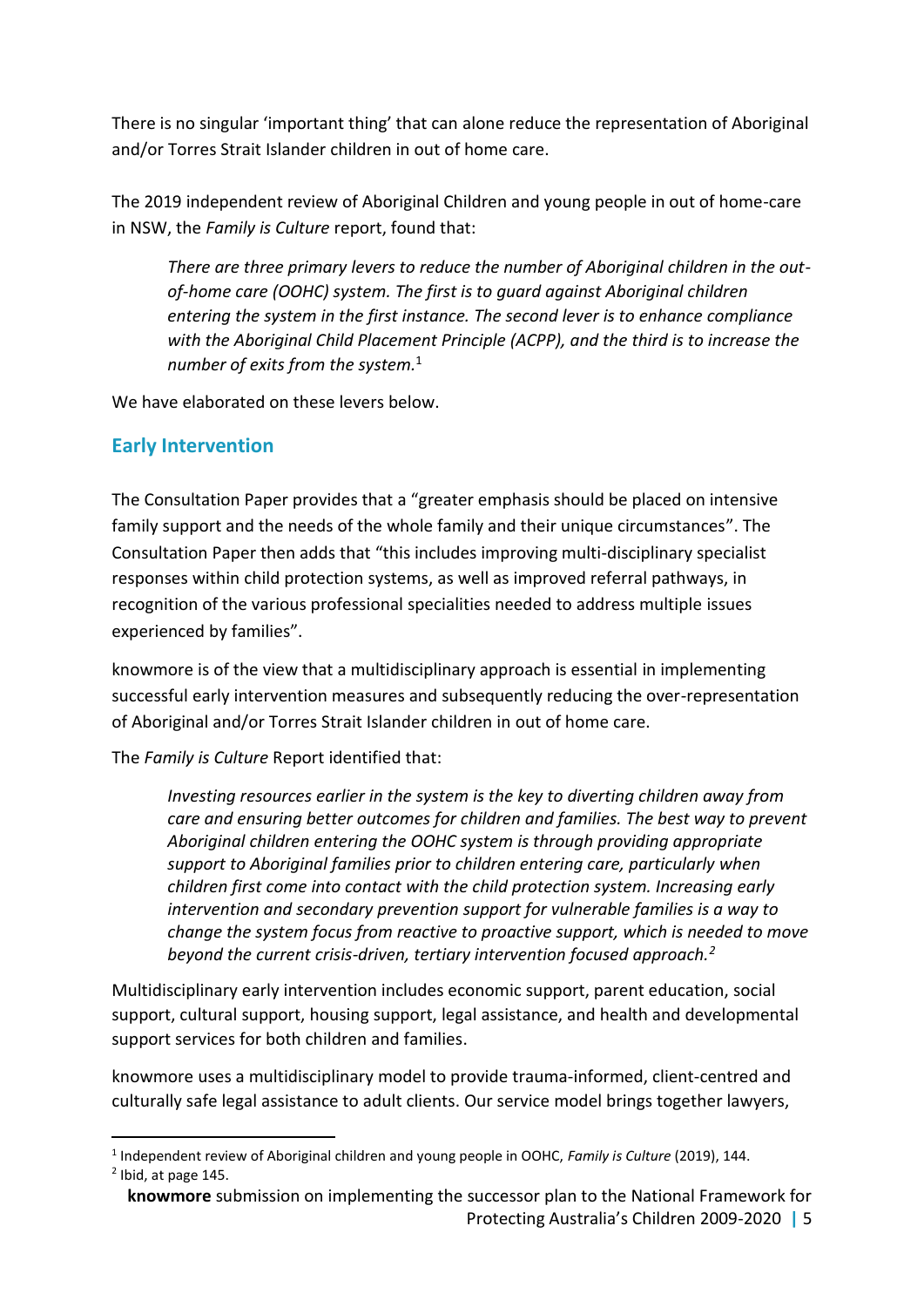There is no singular 'important thing' that can alone reduce the representation of Aboriginal and/or Torres Strait Islander children in out of home care.

The 2019 independent review of Aboriginal Children and young people in out of home-care in NSW, the *Family is Culture* report, found that:

> *There are three primary levers to reduce the number of Aboriginal children in the out-of-home care (OOHC) system. The first is to guard against Aboriginal children entering the system in the first instance. The second lever is to enhance compliance with the Aboriginal Child Placement Principle (ACPP), and the third is to increase the number of exits from the system.*[1]

We have elaborated on these levers below.

## Early Intervention

The Consultation Paper provides that a "greater emphasis should be placed on intensive family support and the needs of the whole family and their unique circumstances". The Consultation Paper then adds that "this includes improving multi-disciplinary specialist responses within child protection systems, as well as improved referral pathways, in recognition of the various professional specialities needed to address multiple issues experienced by families".

knowmore is of the view that a multidisciplinary approach is essential in implementing successful early intervention measures and subsequently reducing the over-representation of Aboriginal and/or Torres Strait Islander children in out of home care.

The *Family is Culture* Report identified that:

> *Investing resources earlier in the system is the key to diverting children away from care and ensuring better outcomes for children and families. The best way to prevent Aboriginal children entering the OOHC system is through providing appropriate support to Aboriginal families prior to children entering care, particularly when children first come into contact with the child protection system. Increasing early intervention and secondary prevention support for vulnerable families is a way to change the system focus from reactive to proactive support, which is needed to move beyond the current crisis-driven, tertiary intervention focused approach.*[2]

Multidisciplinary early intervention includes economic support, parent education, social support, cultural support, housing support, legal assistance, and health and developmental support services for both children and families.

knowmore uses a multidisciplinary model to provide trauma-informed, client-centred and culturally safe legal assistance to adult clients. Our service model brings together lawyers,

---

[1] Independent review of Aboriginal children and young people in OOHC, *Family is Culture* (2019), 144.

[2] Ibid, at page 145.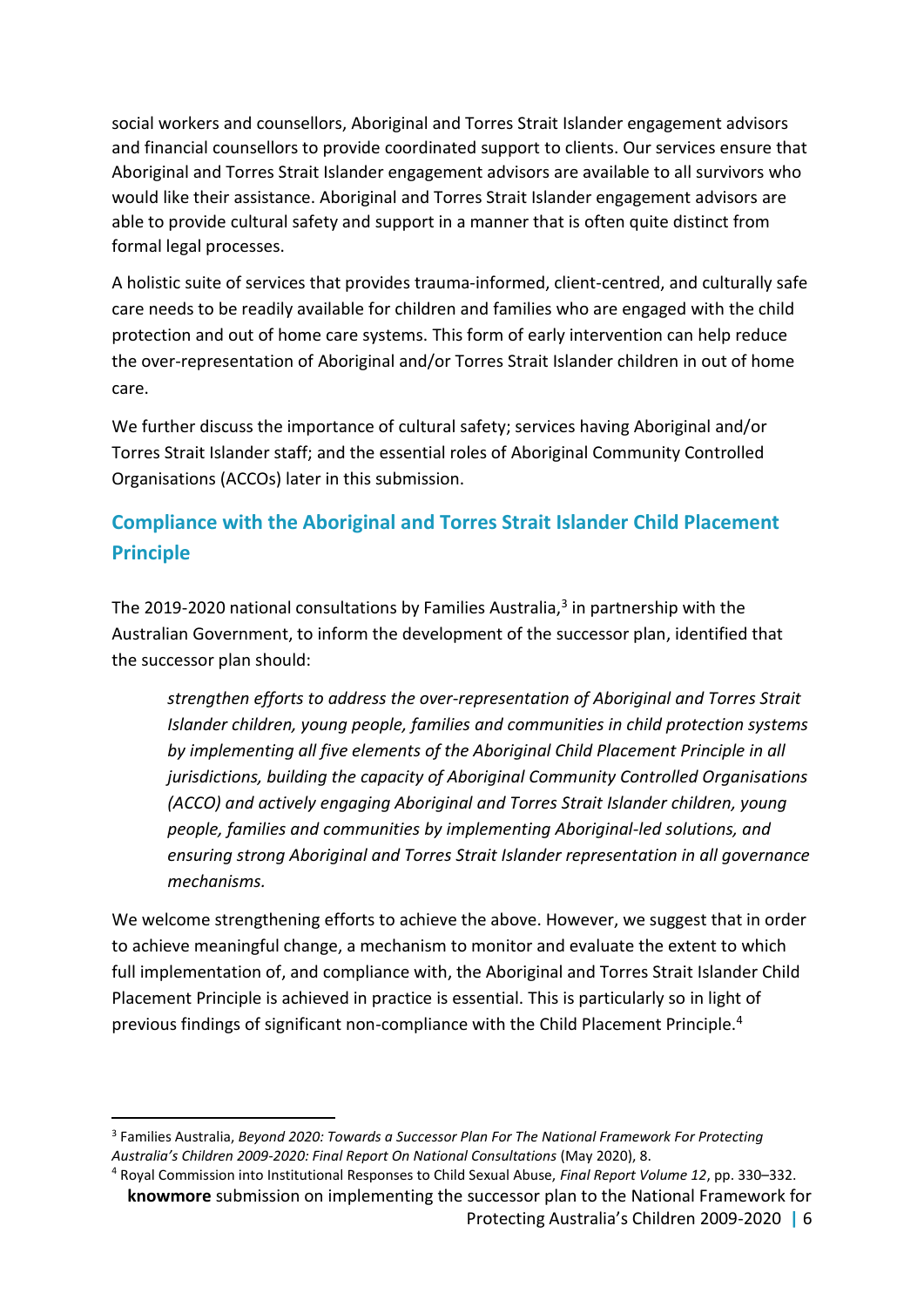social workers and counsellors, Aboriginal and Torres Strait Islander engagement advisors and financial counsellors to provide coordinated support to clients. Our services ensure that Aboriginal and Torres Strait Islander engagement advisors are available to all survivors who would like their assistance. Aboriginal and Torres Strait Islander engagement advisors are able to provide cultural safety and support in a manner that is often quite distinct from formal legal processes.

A holistic suite of services that provides trauma-informed, client-centred, and culturally safe care needs to be readily available for children and families who are engaged with the child protection and out of home care systems. This form of early intervention can help reduce the over-representation of Aboriginal and/or Torres Strait Islander children in out of home care.

We further discuss the importance of cultural safety; services having Aboriginal and/or Torres Strait Islander staff; and the essential roles of Aboriginal Community Controlled Organisations (ACCOs) later in this submission.

## Compliance with the Aboriginal and Torres Strait Islander Child Placement Principle

The 2019-2020 national consultations by Families Australia,[3] in partnership with the Australian Government, to inform the development of the successor plan, identified that the successor plan should:

> *strengthen efforts to address the over-representation of Aboriginal and Torres Strait Islander children, young people, families and communities in child protection systems by implementing all five elements of the Aboriginal Child Placement Principle in all jurisdictions, building the capacity of Aboriginal Community Controlled Organisations (ACCO) and actively engaging Aboriginal and Torres Strait Islander children, young people, families and communities by implementing Aboriginal-led solutions, and ensuring strong Aboriginal and Torres Strait Islander representation in all governance mechanisms.*

We welcome strengthening efforts to achieve the above. However, we suggest that in order to achieve meaningful change, a mechanism to monitor and evaluate the extent to which full implementation of, and compliance with, the Aboriginal and Torres Strait Islander Child Placement Principle is achieved in practice is essential. This is particularly so in light of previous findings of significant non-compliance with the Child Placement Principle.[4]

---

[3] Families Australia, *Beyond 2020: Towards a Successor Plan For The National Framework For Protecting Australia's Children 2009-2020: Final Report On National Consultations* (May 2020), 8.

[4] Royal Commission into Institutional Responses to Child Sexual Abuse, *Final Report Volume 12*, pp. 330–332.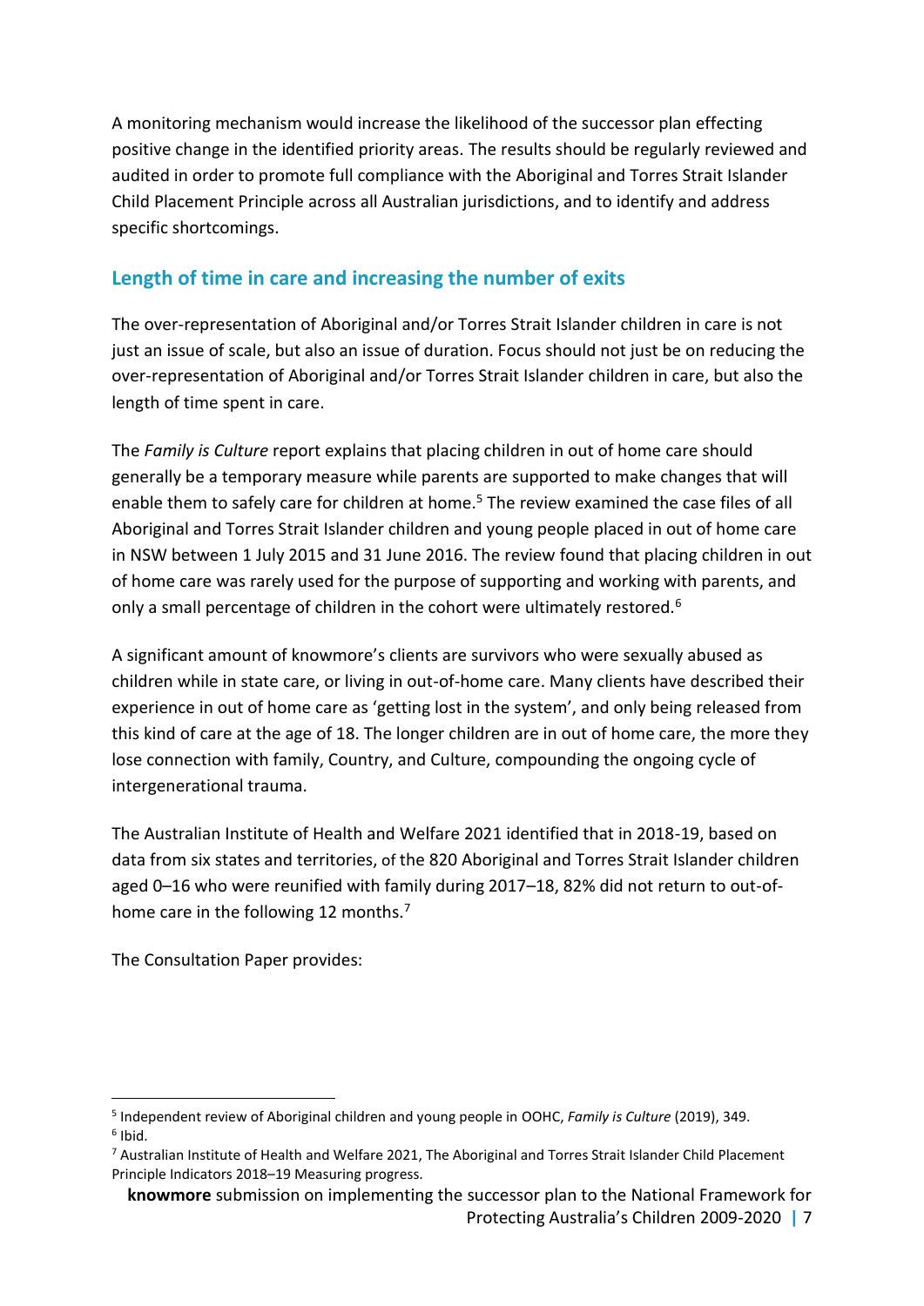A monitoring mechanism would increase the likelihood of the successor plan effecting positive change in the identified priority areas. The results should be regularly reviewed and audited in order to promote full compliance with the Aboriginal and Torres Strait Islander Child Placement Principle across all Australian jurisdictions, and to identify and address specific shortcomings.

## Length of time in care and increasing the number of exits

The over-representation of Aboriginal and/or Torres Strait Islander children in care is not just an issue of scale, but also an issue of duration. Focus should not just be on reducing the over-representation of Aboriginal and/or Torres Strait Islander children in care, but also the length of time spent in care.

The *Family is Culture* report explains that placing children in out of home care should generally be a temporary measure while parents are supported to make changes that will enable them to safely care for children at home.[5] The review examined the case files of all Aboriginal and Torres Strait Islander children and young people placed in out of home care in NSW between 1 July 2015 and 31 June 2016. The review found that placing children in out of home care was rarely used for the purpose of supporting and working with parents, and only a small percentage of children in the cohort were ultimately restored.[6]

A significant amount of knowmore's clients are survivors who were sexually abused as children while in state care, or living in out-of-home care. Many clients have described their experience in out of home care as 'getting lost in the system', and only being released from this kind of care at the age of 18. The longer children are in out of home care, the more they lose connection with family, Country, and Culture, compounding the ongoing cycle of intergenerational trauma.

The Australian Institute of Health and Welfare 2021 identified that in 2018-19, based on data from six states and territories, of the 820 Aboriginal and Torres Strait Islander children aged 0–16 who were reunified with family during 2017–18, 82% did not return to out-of-home care in the following 12 months.[7]

The Consultation Paper provides:

---

[5] Independent review of Aboriginal children and young people in OOHC, *Family is Culture* (2019), 349.

[6] Ibid.

[7] Australian Institute of Health and Welfare 2021, The Aboriginal and Torres Strait Islander Child Placement Principle Indicators 2018–19 Measuring progress.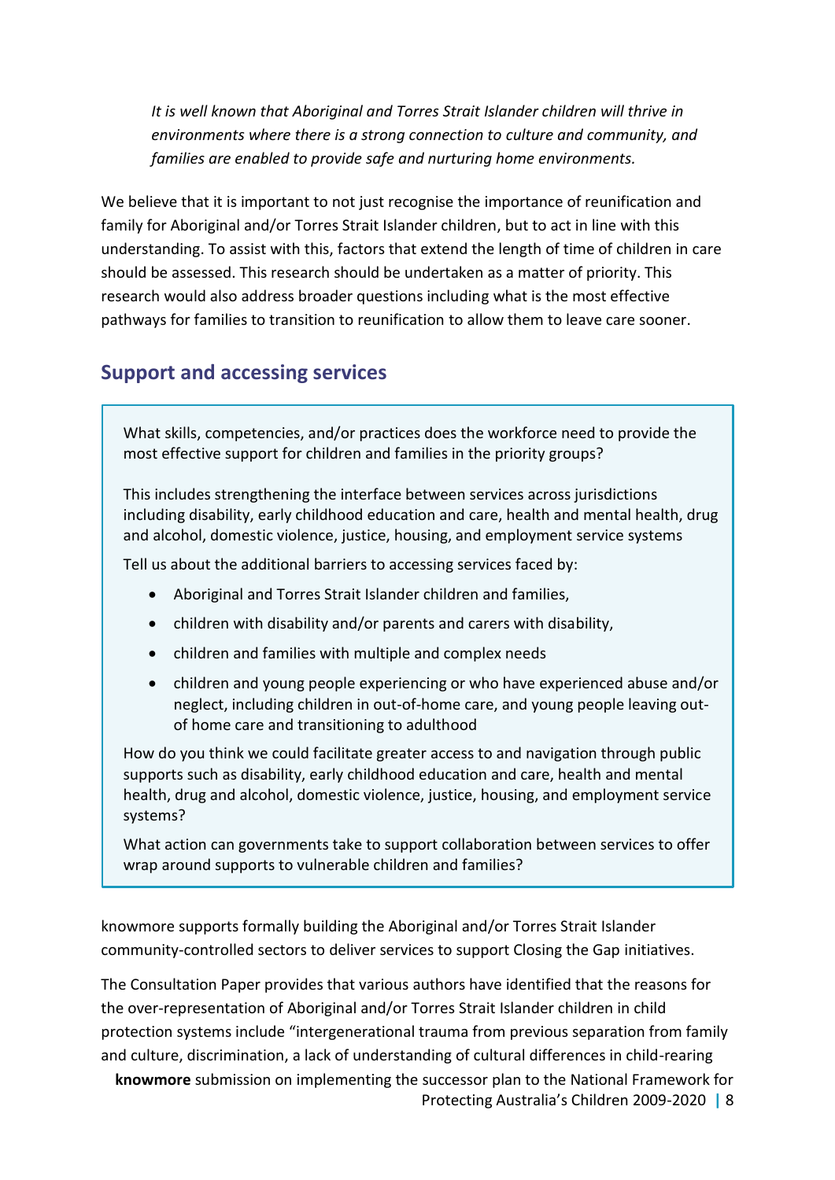*It is well known that Aboriginal and Torres Strait Islander children will thrive in environments where there is a strong connection to culture and community, and families are enabled to provide safe and nurturing home environments.*

We believe that it is important to not just recognise the importance of reunification and family for Aboriginal and/or Torres Strait Islander children, but to act in line with this understanding. To assist with this, factors that extend the length of time of children in care should be assessed. This research should be undertaken as a matter of priority. This research would also address broader questions including what is the most effective pathways for families to transition to reunification to allow them to leave care sooner.

## Support and accessing services

> What skills, competencies, and/or practices does the workforce need to provide the most effective support for children and families in the priority groups?
>
> This includes strengthening the interface between services across jurisdictions including disability, early childhood education and care, health and mental health, drug and alcohol, domestic violence, justice, housing, and employment service systems
>
> Tell us about the additional barriers to accessing services faced by:
>
> - Aboriginal and Torres Strait Islander children and families,
> - children with disability and/or parents and carers with disability,
> - children and families with multiple and complex needs
> - children and young people experiencing or who have experienced abuse and/or neglect, including children in out-of-home care, and young people leaving out-of home care and transitioning to adulthood
>
> How do you think we could facilitate greater access to and navigation through public supports such as disability, early childhood education and care, health and mental health, drug and alcohol, domestic violence, justice, housing, and employment service systems?
>
> What action can governments take to support collaboration between services to offer wrap around supports to vulnerable children and families?

knowmore supports formally building the Aboriginal and/or Torres Strait Islander community-controlled sectors to deliver services to support Closing the Gap initiatives.

The Consultation Paper provides that various authors have identified that the reasons for the over-representation of Aboriginal and/or Torres Strait Islander children in child protection systems include "intergenerational trauma from previous separation from family and culture, discrimination, a lack of understanding of cultural differences in child-rearing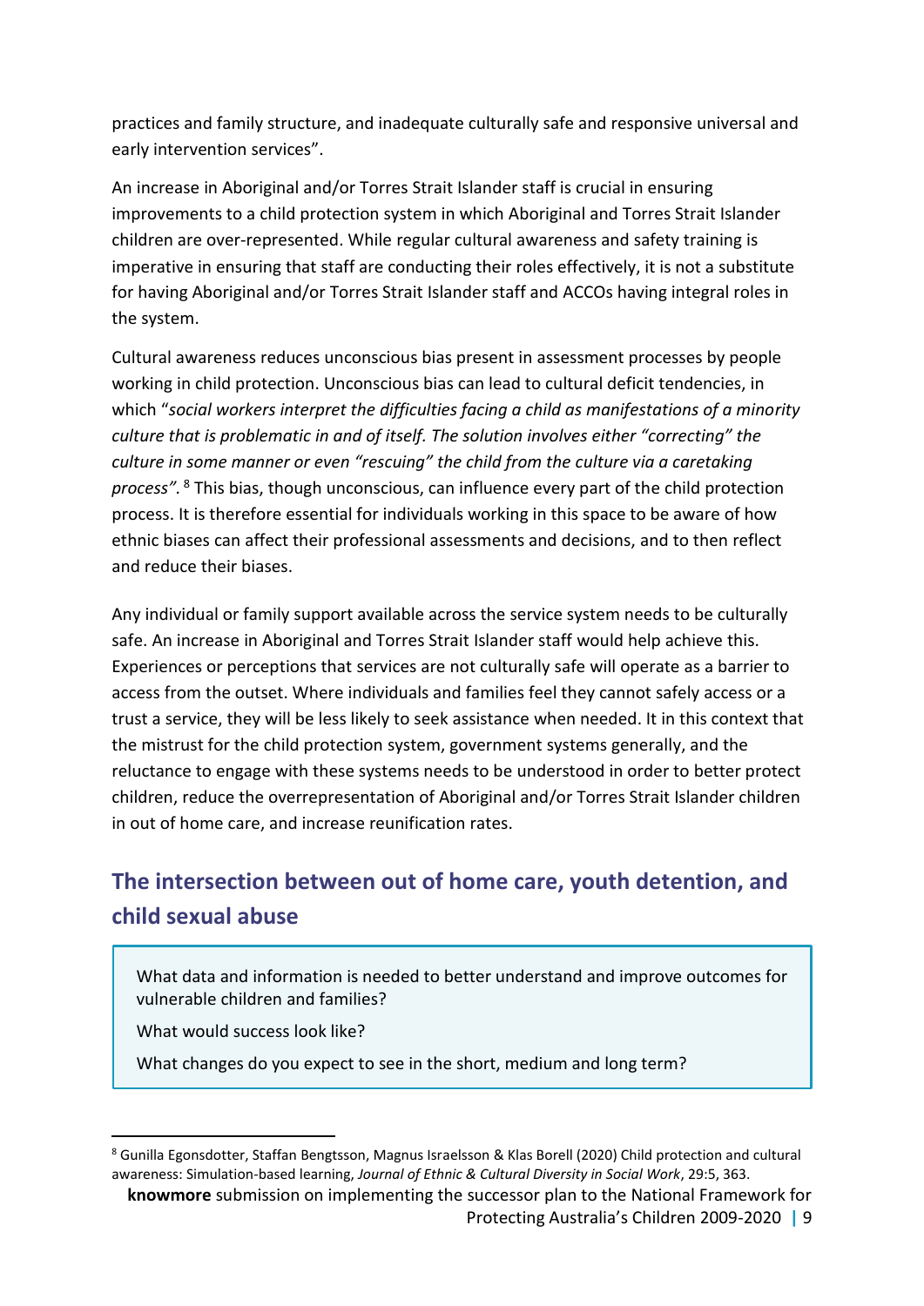practices and family structure, and inadequate culturally safe and responsive universal and early intervention services".

An increase in Aboriginal and/or Torres Strait Islander staff is crucial in ensuring improvements to a child protection system in which Aboriginal and Torres Strait Islander children are over-represented. While regular cultural awareness and safety training is imperative in ensuring that staff are conducting their roles effectively, it is not a substitute for having Aboriginal and/or Torres Strait Islander staff and ACCOs having integral roles in the system.

Cultural awareness reduces unconscious bias present in assessment processes by people working in child protection. Unconscious bias can lead to cultural deficit tendencies, in which "*social workers interpret the difficulties facing a child as manifestations of a minority culture that is problematic in and of itself. The solution involves either "correcting" the culture in some manner or even "rescuing" the child from the culture via a caretaking process"*.[8] This bias, though unconscious, can influence every part of the child protection process. It is therefore essential for individuals working in this space to be aware of how ethnic biases can affect their professional assessments and decisions, and to then reflect and reduce their biases.

Any individual or family support available across the service system needs to be culturally safe. An increase in Aboriginal and Torres Strait Islander staff would help achieve this. Experiences or perceptions that services are not culturally safe will operate as a barrier to access from the outset. Where individuals and families feel they cannot safely access or a trust a service, they will be less likely to seek assistance when needed. It in this context that the mistrust for the child protection system, government systems generally, and the reluctance to engage with these systems needs to be understood in order to better protect children, reduce the overrepresentation of Aboriginal and/or Torres Strait Islander children in out of home care, and increase reunification rates.

## The intersection between out of home care, youth detention, and child sexual abuse

> What data and information is needed to better understand and improve outcomes for vulnerable children and families?
>
> What would success look like?
>
> What changes do you expect to see in the short, medium and long term?

[8] Gunilla Egonsdotter, Staffan Bengtsson, Magnus Israelsson & Klas Borell (2020) Child protection and cultural awareness: Simulation-based learning, *Journal of Ethnic & Cultural Diversity in Social Work*, 29:5, 363.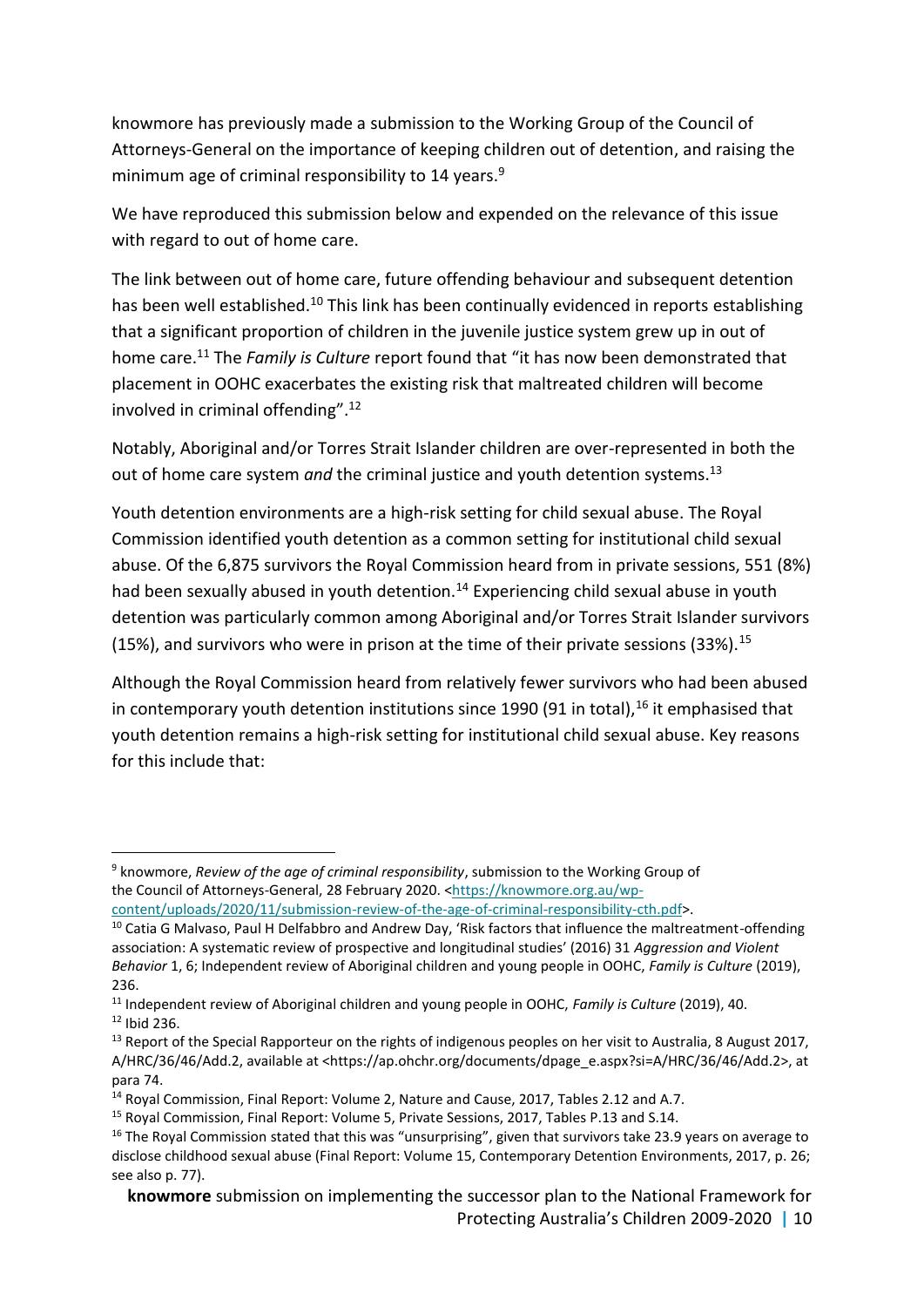knowmore has previously made a submission to the Working Group of the Council of Attorneys-General on the importance of keeping children out of detention, and raising the minimum age of criminal responsibility to 14 years.[9]

We have reproduced this submission below and expended on the relevance of this issue with regard to out of home care.

The link between out of home care, future offending behaviour and subsequent detention has been well established.[10] This link has been continually evidenced in reports establishing that a significant proportion of children in the juvenile justice system grew up in out of home care.[11] The *Family is Culture* report found that "it has now been demonstrated that placement in OOHC exacerbates the existing risk that maltreated children will become involved in criminal offending".[12]

Notably, Aboriginal and/or Torres Strait Islander children are over-represented in both the out of home care system *and* the criminal justice and youth detention systems.[13]

Youth detention environments are a high-risk setting for child sexual abuse. The Royal Commission identified youth detention as a common setting for institutional child sexual abuse. Of the 6,875 survivors the Royal Commission heard from in private sessions, 551 (8%) had been sexually abused in youth detention.[14] Experiencing child sexual abuse in youth detention was particularly common among Aboriginal and/or Torres Strait Islander survivors (15%), and survivors who were in prison at the time of their private sessions (33%).[15]

Although the Royal Commission heard from relatively fewer survivors who had been abused in contemporary youth detention institutions since 1990 (91 in total),[16] it emphasised that youth detention remains a high-risk setting for institutional child sexual abuse. Key reasons for this include that:

---

[9] knowmore, *Review of the age of criminal responsibility*, submission to the Working Group of the Council of Attorneys-General, 28 February 2020. <https://knowmore.org.au/wp-content/uploads/2020/11/submission-review-of-the-age-of-criminal-responsibility-cth.pdf>.

[10] Catia G Malvaso, Paul H Delfabbro and Andrew Day, 'Risk factors that influence the maltreatment-offending association: A systematic review of prospective and longitudinal studies' (2016) 31 *Aggression and Violent Behavior* 1, 6; Independent review of Aboriginal children and young people in OOHC, *Family is Culture* (2019), 236.

[11] Independent review of Aboriginal children and young people in OOHC, *Family is Culture* (2019), 40.

[12] Ibid 236.

[13] Report of the Special Rapporteur on the rights of indigenous peoples on her visit to Australia, 8 August 2017, A/HRC/36/46/Add.2, available at <https://ap.ohchr.org/documents/dpage_e.aspx?si=A/HRC/36/46/Add.2>, at para 74.

[14] Royal Commission, Final Report: Volume 2, Nature and Cause, 2017, Tables 2.12 and A.7.

[15] Royal Commission, Final Report: Volume 5, Private Sessions, 2017, Tables P.13 and S.14.

[16] The Royal Commission stated that this was "unsurprising", given that survivors take 23.9 years on average to disclose childhood sexual abuse (Final Report: Volume 15, Contemporary Detention Environments, 2017, p. 26; see also p. 77).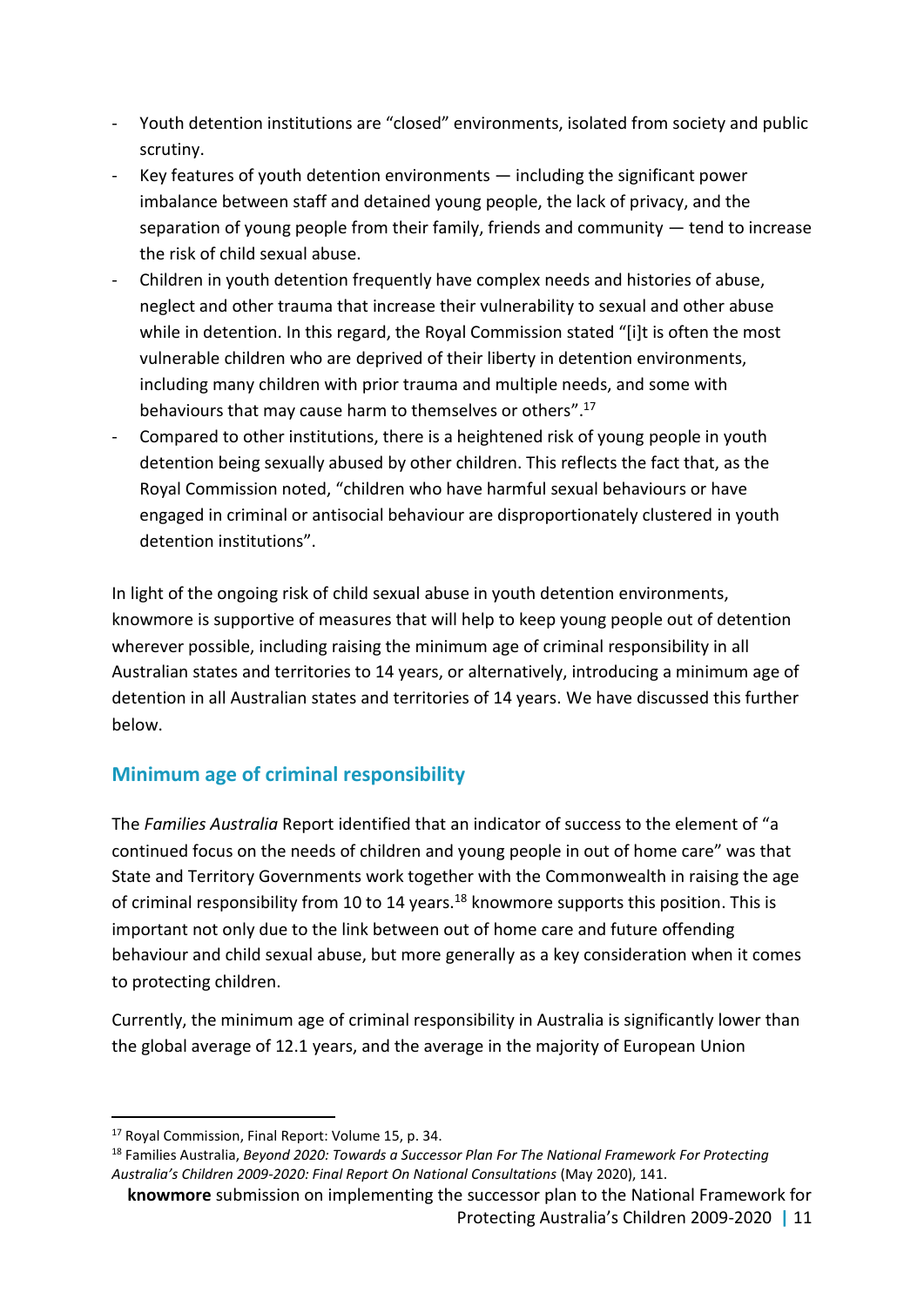- Youth detention institutions are "closed" environments, isolated from society and public scrutiny.
- Key features of youth detention environments — including the significant power imbalance between staff and detained young people, the lack of privacy, and the separation of young people from their family, friends and community — tend to increase the risk of child sexual abuse.
- Children in youth detention frequently have complex needs and histories of abuse, neglect and other trauma that increase their vulnerability to sexual and other abuse while in detention. In this regard, the Royal Commission stated "[i]t is often the most vulnerable children who are deprived of their liberty in detention environments, including many children with prior trauma and multiple needs, and some with behaviours that may cause harm to themselves or others".[17]
- Compared to other institutions, there is a heightened risk of young people in youth detention being sexually abused by other children. This reflects the fact that, as the Royal Commission noted, "children who have harmful sexual behaviours or have engaged in criminal or antisocial behaviour are disproportionately clustered in youth detention institutions".

In light of the ongoing risk of child sexual abuse in youth detention environments, knowmore is supportive of measures that will help to keep young people out of detention wherever possible, including raising the minimum age of criminal responsibility in all Australian states and territories to 14 years, or alternatively, introducing a minimum age of detention in all Australian states and territories of 14 years. We have discussed this further below.

## Minimum age of criminal responsibility

The *Families Australia* Report identified that an indicator of success to the element of "a continued focus on the needs of children and young people in out of home care" was that State and Territory Governments work together with the Commonwealth in raising the age of criminal responsibility from 10 to 14 years.[18] knowmore supports this position. This is important not only due to the link between out of home care and future offending behaviour and child sexual abuse, but more generally as a key consideration when it comes to protecting children.

Currently, the minimum age of criminal responsibility in Australia is significantly lower than the global average of 12.1 years, and the average in the majority of European Union

[17] Royal Commission, Final Report: Volume 15, p. 34.

[18] Families Australia, *Beyond 2020: Towards a Successor Plan For The National Framework For Protecting Australia's Children 2009-2020: Final Report On National Consultations* (May 2020), 141.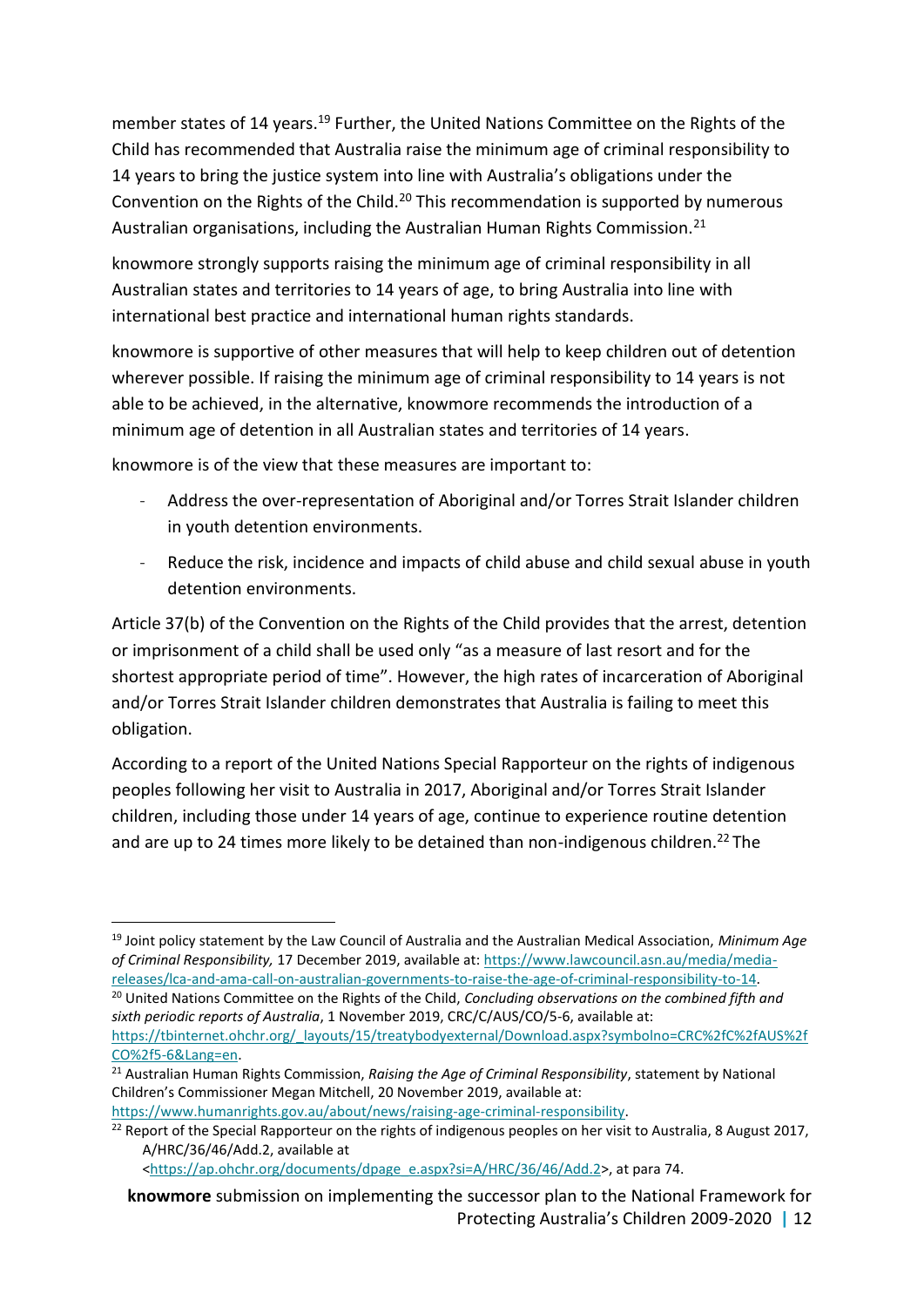member states of 14 years.[19] Further, the United Nations Committee on the Rights of the Child has recommended that Australia raise the minimum age of criminal responsibility to 14 years to bring the justice system into line with Australia's obligations under the Convention on the Rights of the Child.[20] This recommendation is supported by numerous Australian organisations, including the Australian Human Rights Commission.[21]

knowmore strongly supports raising the minimum age of criminal responsibility in all Australian states and territories to 14 years of age, to bring Australia into line with international best practice and international human rights standards.

knowmore is supportive of other measures that will help to keep children out of detention wherever possible. If raising the minimum age of criminal responsibility to 14 years is not able to be achieved, in the alternative, knowmore recommends the introduction of a minimum age of detention in all Australian states and territories of 14 years.

knowmore is of the view that these measures are important to:

- Address the over-representation of Aboriginal and/or Torres Strait Islander children in youth detention environments.
- Reduce the risk, incidence and impacts of child abuse and child sexual abuse in youth detention environments.

Article 37(b) of the Convention on the Rights of the Child provides that the arrest, detention or imprisonment of a child shall be used only "as a measure of last resort and for the shortest appropriate period of time". However, the high rates of incarceration of Aboriginal and/or Torres Strait Islander children demonstrates that Australia is failing to meet this obligation.

According to a report of the United Nations Special Rapporteur on the rights of indigenous peoples following her visit to Australia in 2017, Aboriginal and/or Torres Strait Islander children, including those under 14 years of age, continue to experience routine detention and are up to 24 times more likely to be detained than non-indigenous children.[22] The

---

[19] Joint policy statement by the Law Council of Australia and the Australian Medical Association, *Minimum Age of Criminal Responsibility,* 17 December 2019, available at: https://www.lawcouncil.asn.au/media/media-releases/lca-and-ama-call-on-australian-governments-to-raise-the-age-of-criminal-responsibility-to-14.

[20] United Nations Committee on the Rights of the Child, *Concluding observations on the combined fifth and sixth periodic reports of Australia*, 1 November 2019, CRC/C/AUS/CO/5-6, available at: https://tbinternet.ohchr.org/_layouts/15/treatybodyexternal/Download.aspx?symbolno=CRC%2fC%2fAUS%2fCO%2f5-6&Lang=en.

[21] Australian Human Rights Commission, *Raising the Age of Criminal Responsibility*, statement by National Children's Commissioner Megan Mitchell, 20 November 2019, available at: https://www.humanrights.gov.au/about/news/raising-age-criminal-responsibility.

[22] Report of the Special Rapporteur on the rights of indigenous peoples on her visit to Australia, 8 August 2017, A/HRC/36/46/Add.2, available at <https://ap.ohchr.org/documents/dpage_e.aspx?si=A/HRC/36/46/Add.2>, at para 74.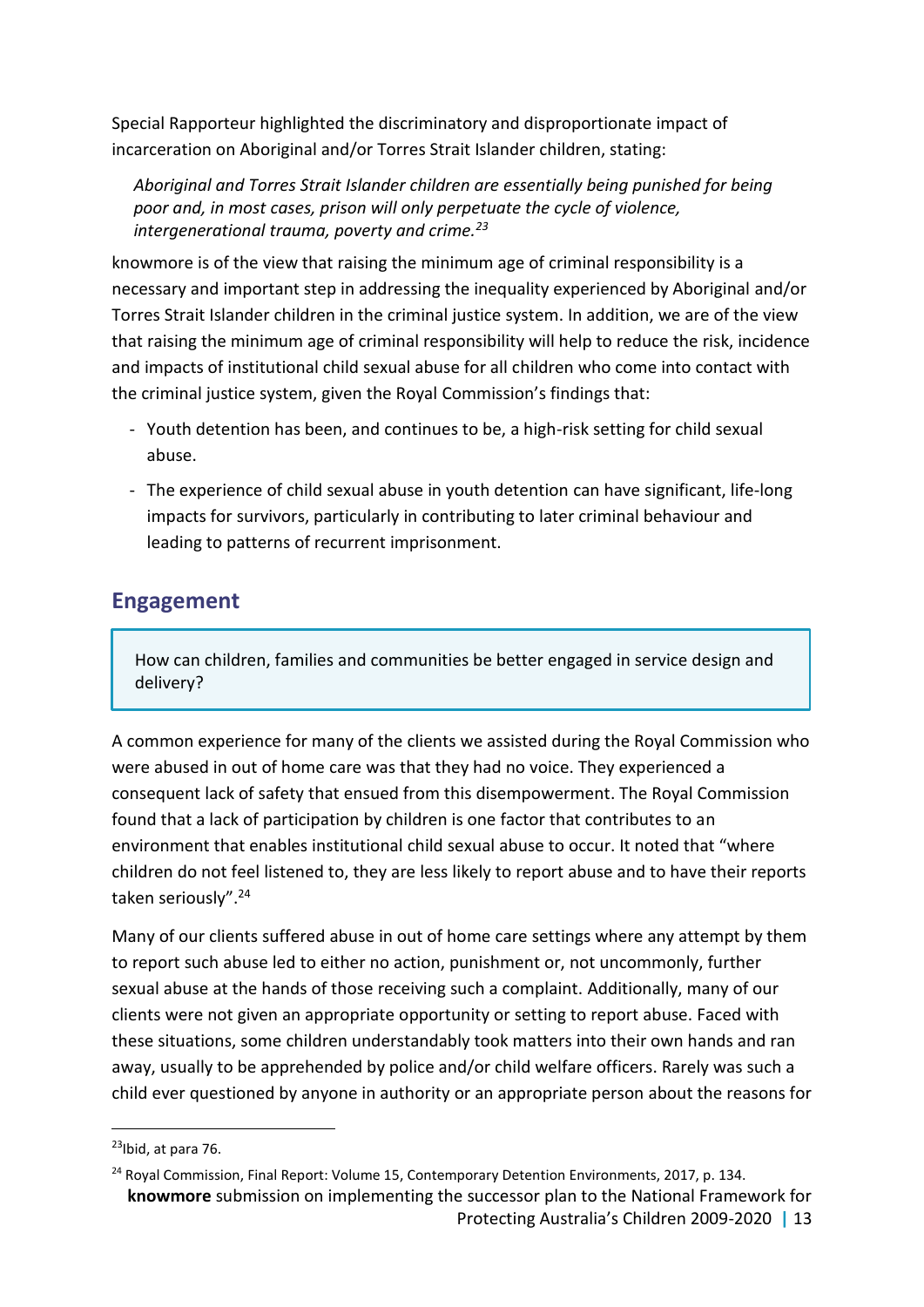Special Rapporteur highlighted the discriminatory and disproportionate impact of incarceration on Aboriginal and/or Torres Strait Islander children, stating:

> *Aboriginal and Torres Strait Islander children are essentially being punished for being poor and, in most cases, prison will only perpetuate the cycle of violence, intergenerational trauma, poverty and crime.*[23]

knowmore is of the view that raising the minimum age of criminal responsibility is a necessary and important step in addressing the inequality experienced by Aboriginal and/or Torres Strait Islander children in the criminal justice system. In addition, we are of the view that raising the minimum age of criminal responsibility will help to reduce the risk, incidence and impacts of institutional child sexual abuse for all children who come into contact with the criminal justice system, given the Royal Commission's findings that:

- Youth detention has been, and continues to be, a high-risk setting for child sexual abuse.
- The experience of child sexual abuse in youth detention can have significant, life-long impacts for survivors, particularly in contributing to later criminal behaviour and leading to patterns of recurrent imprisonment.

## Engagement

> How can children, families and communities be better engaged in service design and delivery?

A common experience for many of the clients we assisted during the Royal Commission who were abused in out of home care was that they had no voice. They experienced a consequent lack of safety that ensued from this disempowerment. The Royal Commission found that a lack of participation by children is one factor that contributes to an environment that enables institutional child sexual abuse to occur. It noted that "where children do not feel listened to, they are less likely to report abuse and to have their reports taken seriously".[24]

Many of our clients suffered abuse in out of home care settings where any attempt by them to report such abuse led to either no action, punishment or, not uncommonly, further sexual abuse at the hands of those receiving such a complaint. Additionally, many of our clients were not given an appropriate opportunity or setting to report abuse. Faced with these situations, some children understandably took matters into their own hands and ran away, usually to be apprehended by police and/or child welfare officers. Rarely was such a child ever questioned by anyone in authority or an appropriate person about the reasons for

---

[23] Ibid, at para 76.

[24] Royal Commission, Final Report: Volume 15, Contemporary Detention Environments, 2017, p. 134.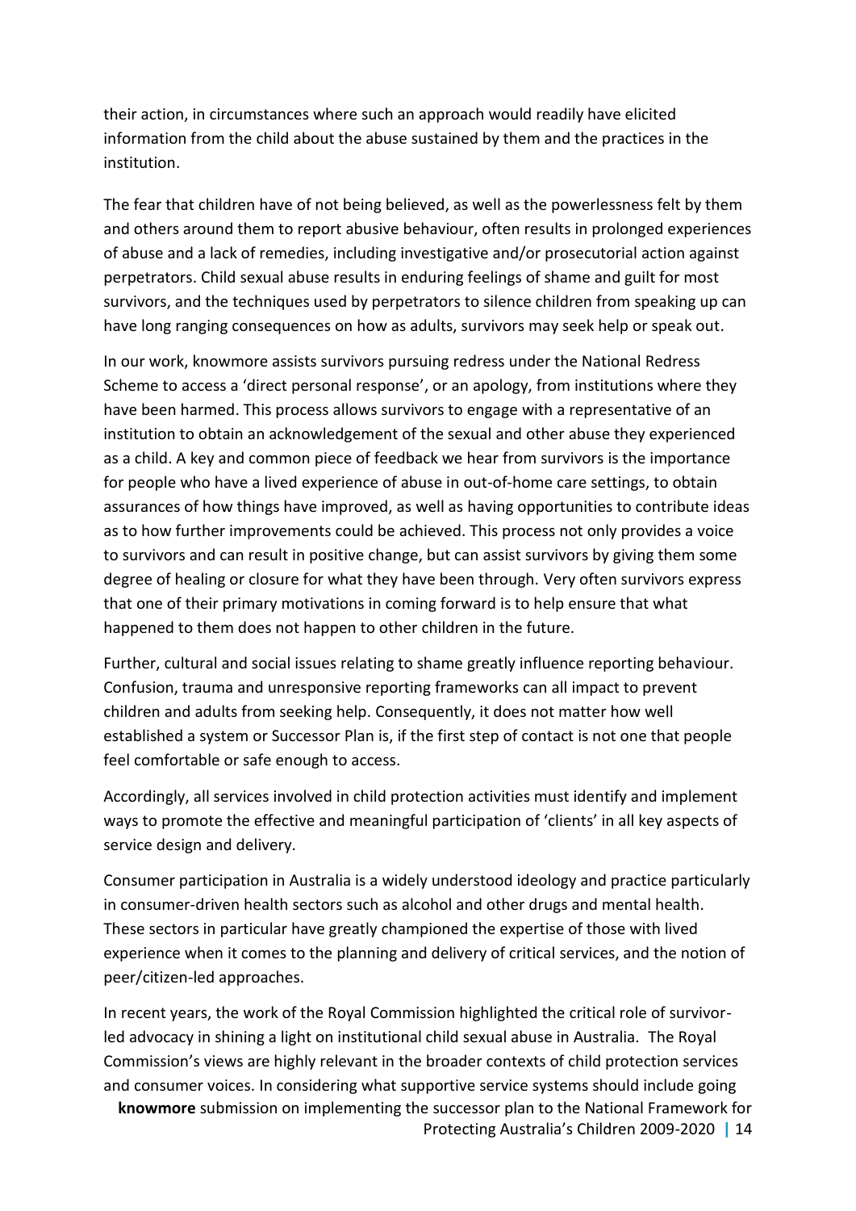their action, in circumstances where such an approach would readily have elicited information from the child about the abuse sustained by them and the practices in the institution.

The fear that children have of not being believed, as well as the powerlessness felt by them and others around them to report abusive behaviour, often results in prolonged experiences of abuse and a lack of remedies, including investigative and/or prosecutorial action against perpetrators. Child sexual abuse results in enduring feelings of shame and guilt for most survivors, and the techniques used by perpetrators to silence children from speaking up can have long ranging consequences on how as adults, survivors may seek help or speak out.

In our work, knowmore assists survivors pursuing redress under the National Redress Scheme to access a 'direct personal response', or an apology, from institutions where they have been harmed. This process allows survivors to engage with a representative of an institution to obtain an acknowledgement of the sexual and other abuse they experienced as a child. A key and common piece of feedback we hear from survivors is the importance for people who have a lived experience of abuse in out-of-home care settings, to obtain assurances of how things have improved, as well as having opportunities to contribute ideas as to how further improvements could be achieved. This process not only provides a voice to survivors and can result in positive change, but can assist survivors by giving them some degree of healing or closure for what they have been through. Very often survivors express that one of their primary motivations in coming forward is to help ensure that what happened to them does not happen to other children in the future.

Further, cultural and social issues relating to shame greatly influence reporting behaviour. Confusion, trauma and unresponsive reporting frameworks can all impact to prevent children and adults from seeking help. Consequently, it does not matter how well established a system or Successor Plan is, if the first step of contact is not one that people feel comfortable or safe enough to access.

Accordingly, all services involved in child protection activities must identify and implement ways to promote the effective and meaningful participation of 'clients' in all key aspects of service design and delivery.

Consumer participation in Australia is a widely understood ideology and practice particularly in consumer-driven health sectors such as alcohol and other drugs and mental health. These sectors in particular have greatly championed the expertise of those with lived experience when it comes to the planning and delivery of critical services, and the notion of peer/citizen-led approaches.

In recent years, the work of the Royal Commission highlighted the critical role of survivor-led advocacy in shining a light on institutional child sexual abuse in Australia. The Royal Commission's views are highly relevant in the broader contexts of child protection services and consumer voices. In considering what supportive service systems should include going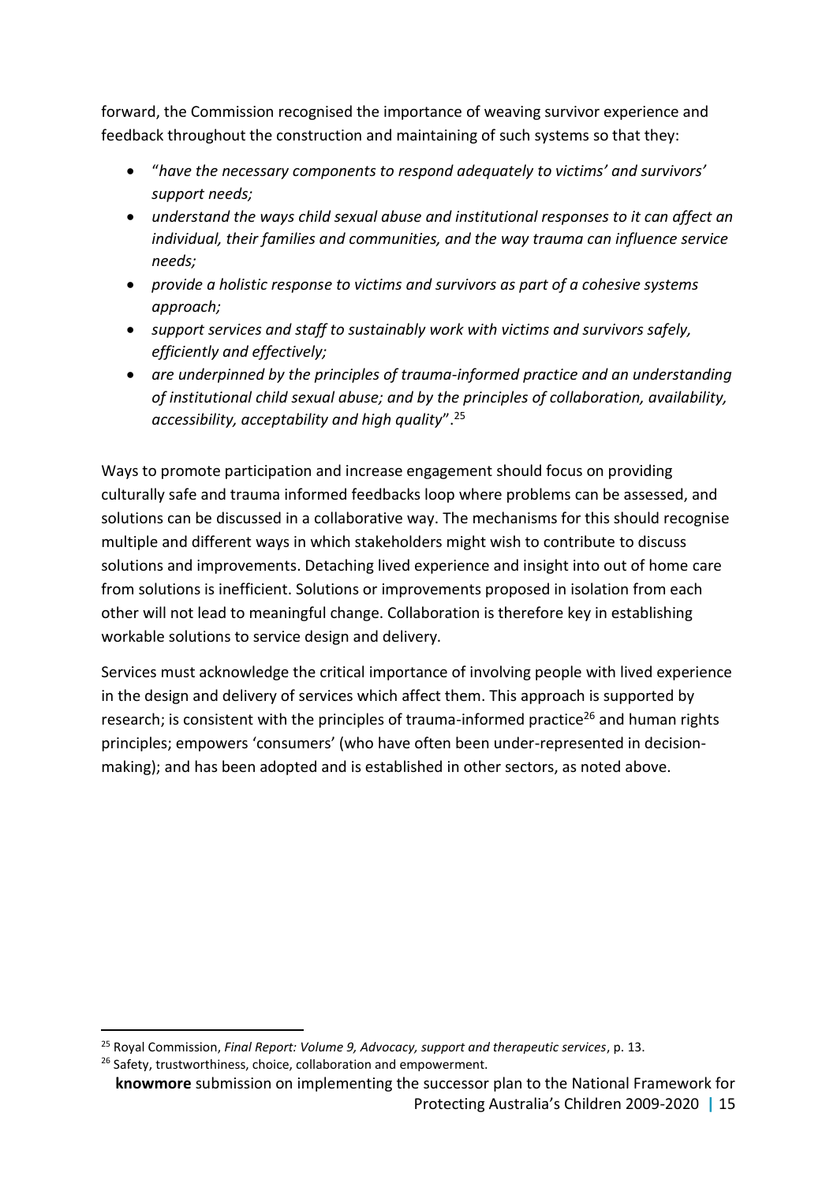forward, the Commission recognised the importance of weaving survivor experience and feedback throughout the construction and maintaining of such systems so that they:

- "*have the necessary components to respond adequately to victims' and survivors' support needs;*
- *understand the ways child sexual abuse and institutional responses to it can affect an individual, their families and communities, and the way trauma can influence service needs;*
- *provide a holistic response to victims and survivors as part of a cohesive systems approach;*
- *support services and staff to sustainably work with victims and survivors safely, efficiently and effectively;*
- *are underpinned by the principles of trauma-informed practice and an understanding of institutional child sexual abuse; and by the principles of collaboration, availability, accessibility, acceptability and high quality*".[25]

Ways to promote participation and increase engagement should focus on providing culturally safe and trauma informed feedbacks loop where problems can be assessed, and solutions can be discussed in a collaborative way. The mechanisms for this should recognise multiple and different ways in which stakeholders might wish to contribute to discuss solutions and improvements. Detaching lived experience and insight into out of home care from solutions is inefficient. Solutions or improvements proposed in isolation from each other will not lead to meaningful change. Collaboration is therefore key in establishing workable solutions to service design and delivery.

Services must acknowledge the critical importance of involving people with lived experience in the design and delivery of services which affect them. This approach is supported by research; is consistent with the principles of trauma-informed practice[26] and human rights principles; empowers 'consumers' (who have often been under-represented in decision-making); and has been adopted and is established in other sectors, as noted above.

[25] Royal Commission, *Final Report: Volume 9, Advocacy, support and therapeutic services*, p. 13.

[26] Safety, trustworthiness, choice, collaboration and empowerment.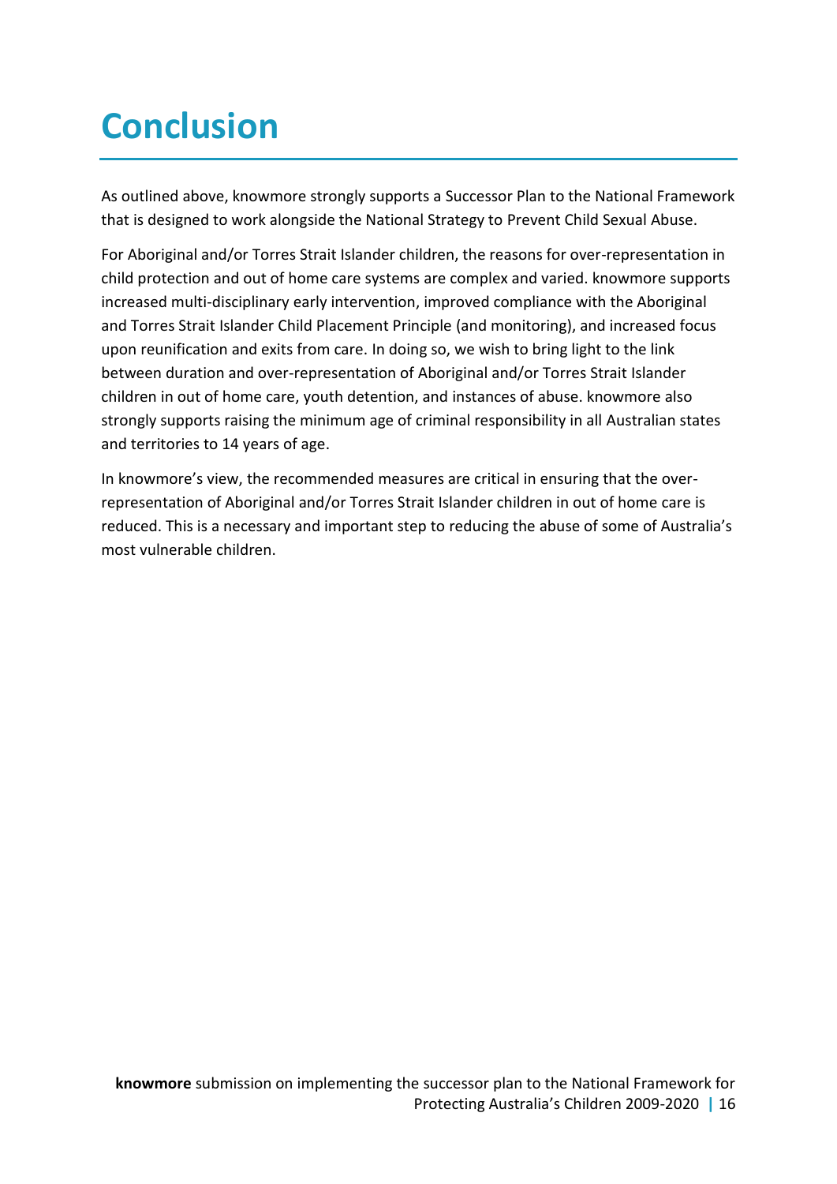# Conclusion

As outlined above, knowmore strongly supports a Successor Plan to the National Framework that is designed to work alongside the National Strategy to Prevent Child Sexual Abuse.

For Aboriginal and/or Torres Strait Islander children, the reasons for over-representation in child protection and out of home care systems are complex and varied. knowmore supports increased multi-disciplinary early intervention, improved compliance with the Aboriginal and Torres Strait Islander Child Placement Principle (and monitoring), and increased focus upon reunification and exits from care. In doing so, we wish to bring light to the link between duration and over-representation of Aboriginal and/or Torres Strait Islander children in out of home care, youth detention, and instances of abuse. knowmore also strongly supports raising the minimum age of criminal responsibility in all Australian states and territories to 14 years of age.

In knowmore's view, the recommended measures are critical in ensuring that the over-representation of Aboriginal and/or Torres Strait Islander children in out of home care is reduced. This is a necessary and important step to reducing the abuse of some of Australia's most vulnerable children.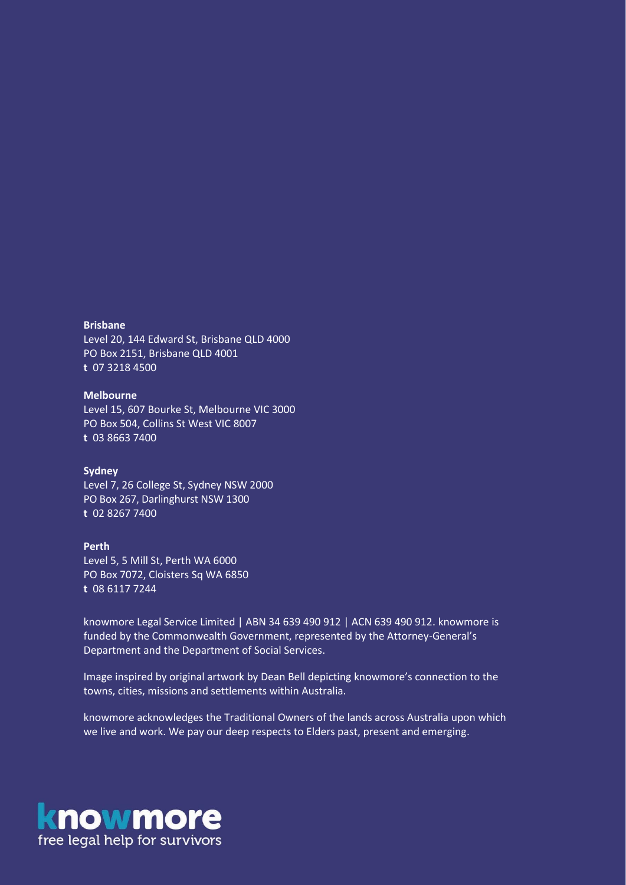**Brisbane**
Level 20, 144 Edward St, Brisbane QLD 4000
PO Box 2151, Brisbane QLD 4001
**t** 07 3218 4500

**Melbourne**
Level 15, 607 Bourke St, Melbourne VIC 3000
PO Box 504, Collins St West VIC 8007
**t** 03 8663 7400

**Sydney**
Level 7, 26 College St, Sydney NSW 2000
PO Box 267, Darlinghurst NSW 1300
**t** 02 8267 7400

**Perth**
Level 5, 5 Mill St, Perth WA 6000
PO Box 7072, Cloisters Sq WA 6850
**t** 08 6117 7244

knowmore Legal Service Limited | ABN 34 639 490 912 | ACN 639 490 912. knowmore is funded by the Commonwealth Government, represented by the Attorney-General's Department and the Department of Social Services.

Image inspired by original artwork by Dean Bell depicting knowmore's connection to the towns, cities, missions and settlements within Australia.

knowmore acknowledges the Traditional Owners of the lands across Australia upon which we live and work. We pay our deep respects to Elders past, present and emerging.

**knowmore**
free legal help for survivors